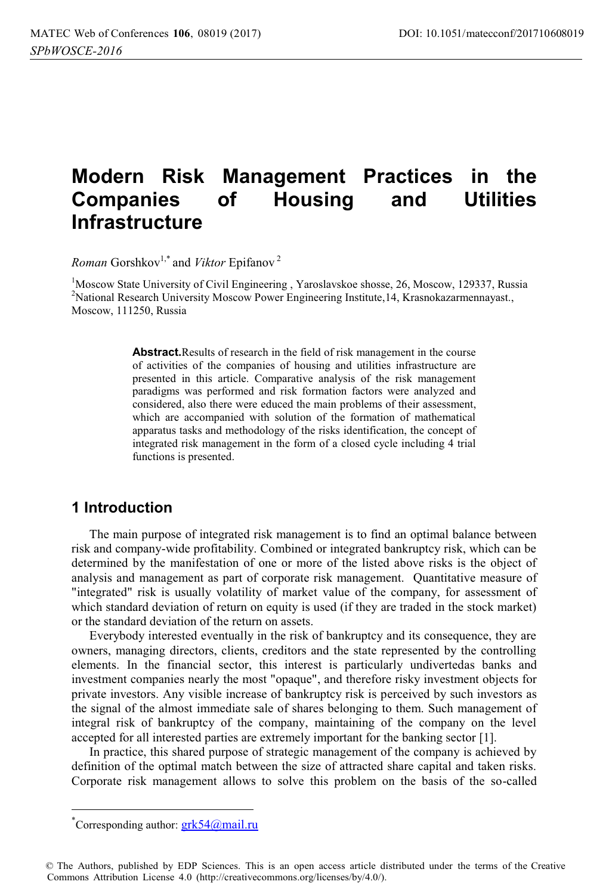# Modern Risk Management Practices in the Companies of Housing and Utilities Infrastructure

*Roman* Gorshkov[1,*] and *Viktor* Epifanov[2]

[1]Moscow State University of Civil Engineering , Yaroslavskoe shosse, 26, Moscow, 129337, Russia
[2]National Research University Moscow Power Engineering Institute,14, Krasnokazarmennayast., Moscow, 111250, Russia

**Abstract.**Results of research in the field of risk management in the course of activities of the companies of housing and utilities infrastructure are presented in this article. Comparative analysis of the risk management paradigms was performed and risk formation factors were analyzed and considered, also there were educed the main problems of their assessment, which are accompanied with solution of the formation of mathematical apparatus tasks and methodology of the risks identification, the concept of integrated risk management in the form of a closed cycle including 4 trial functions is presented.

## 1 Introduction

The main purpose of integrated risk management is to find an optimal balance between risk and company-wide profitability. Combined or integrated bankruptcy risk, which can be determined by the manifestation of one or more of the listed above risks is the object of analysis and management as part of corporate risk management. Quantitative measure of "integrated" risk is usually volatility of market value of the company, for assessment of which standard deviation of return on equity is used (if they are traded in the stock market) or the standard deviation of the return on assets.

Everybody interested eventually in the risk of bankruptcy and its consequence, they are owners, managing directors, clients, creditors and the state represented by the controlling elements. In the financial sector, this interest is particularly undivertedas banks and investment companies nearly the most "opaque", and therefore risky investment objects for private investors. Any visible increase of bankruptcy risk is perceived by such investors as the signal of the almost immediate sale of shares belonging to them. Such management of integral risk of bankruptcy of the company, maintaining of the company on the level accepted for all interested parties are extremely important for the banking sector [1].

In practice, this shared purpose of strategic management of the company is achieved by definition of the optimal match between the size of attracted share capital and taken risks. Corporate risk management allows to solve this problem on the basis of the so-called

*Corresponding author: grk54@mail.ru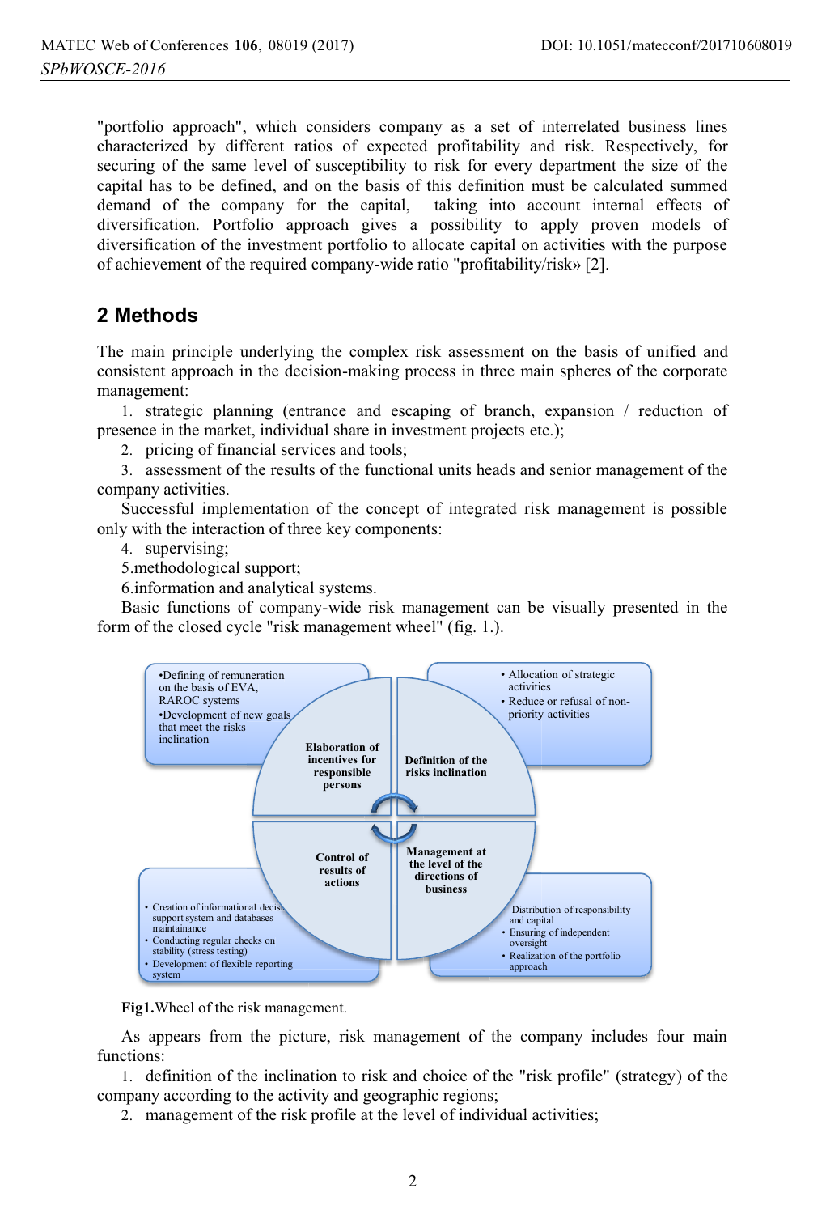"portfolio approach", which considers company as a set of interrelated business lines characterized by different ratios of expected profitability and risk. Respectively, for securing of the same level of susceptibility to risk for every department the size of the capital has to be defined, and on the basis of this definition must be calculated summed demand of the company for the capital, taking into account internal effects of diversification. Portfolio approach gives a possibility to apply proven models of diversification of the investment portfolio to allocate capital on activities with the purpose of achievement of the required company-wide ratio "profitability/risk» [2].

## 2 Methods

The main principle underlying the complex risk assessment on the basis of unified and consistent approach in the decision-making process in three main spheres of the corporate management:

1. strategic planning (entrance and escaping of branch, expansion / reduction of presence in the market, individual share in investment projects etc.);
2. pricing of financial services and tools;
3. assessment of the results of the functional units heads and senior management of the company activities.

Successful implementation of the concept of integrated risk management is possible only with the interaction of three key components:

4. supervising;
5. methodological support;
6. information and analytical systems.

Basic functions of company-wide risk management can be visually presented in the form of the closed cycle "risk management wheel" (fig. 1.).

**Fig1.** Wheel of the risk management.

As appears from the picture, risk management of the company includes four main functions:

1. definition of the inclination to risk and choice of the "risk profile" (strategy) of the company according to the activity and geographic regions;
2. management of the risk profile at the level of individual activities;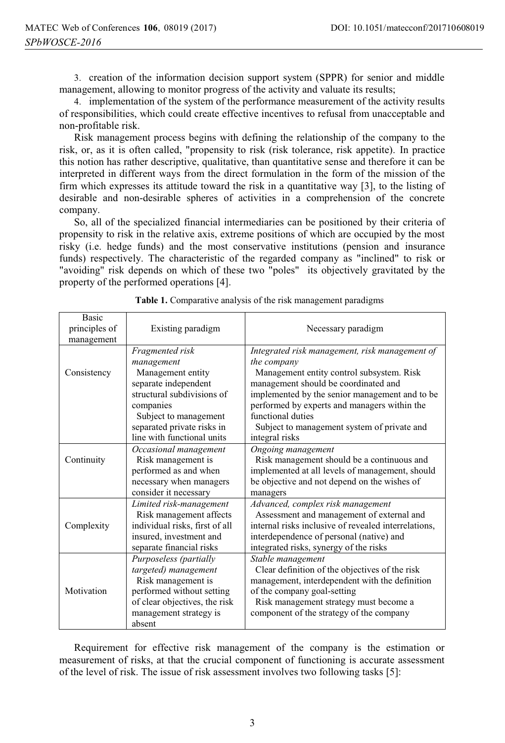3. creation of the information decision support system (SPPR) for senior and middle management, allowing to monitor progress of the activity and valuate its results;

4. implementation of the system of the performance measurement of the activity results of responsibilities, which could create effective incentives to refusal from unacceptable and non-profitable risk.

Risk management process begins with defining the relationship of the company to the risk, or, as it is often called, "propensity to risk (risk tolerance, risk appetite). In practice this notion has rather descriptive, qualitative, than quantitative sense and therefore it can be interpreted in different ways from the direct formulation in the form of the mission of the firm which expresses its attitude toward the risk in a quantitative way [3], to the listing of desirable and non-desirable spheres of activities in a comprehension of the concrete company.

So, all of the specialized financial intermediaries can be positioned by their criteria of propensity to risk in the relative axis, extreme positions of which are occupied by the most risky (i.e. hedge funds) and the most conservative institutions (pension and insurance funds) respectively. The characteristic of the regarded company as "inclined" to risk or "avoiding" risk depends on which of these two "poles" its objectively gravitated by the property of the performed operations [4].

**Table 1.** Comparative analysis of the risk management paradigms

| Basic principles of management | Existing paradigm | Necessary paradigm |
|---|---|---|
| Consistency | *Fragmented risk management* Management entity separate independent structural subdivisions of companies Subject to management separated private risks in line with functional units | *Integrated risk management, risk management of the company* Management entity control subsystem. Risk management should be coordinated and implemented by the senior management and to be performed by experts and managers within the functional duties Subject to management system of private and integral risks |
| Continuity | *Occasional management* Risk management is performed as and when necessary when managers consider it necessary | *Ongoing management* Risk management should be a continuous and implemented at all levels of management, should be objective and not depend on the wishes of managers |
| Complexity | *Limited risk-management* Risk management affects individual risks, first of all insured, investment and separate financial risks | *Advanced, complex risk management* Assessment and management of external and internal risks inclusive of revealed interrelations, interdependence of personal (native) and integrated risks, synergy of the risks |
| Motivation | *Purposeless (partially targeted) management* Risk management is performed without setting of clear objectives, the risk management strategy is absent | *Stable management* Clear definition of the objectives of the risk management, interdependent with the definition of the company goal-setting Risk management strategy must become a component of the strategy of the company |

Requirement for effective risk management of the company is the estimation or measurement of risks, at that the crucial component of functioning is accurate assessment of the level of risk. The issue of risk assessment involves two following tasks [5]: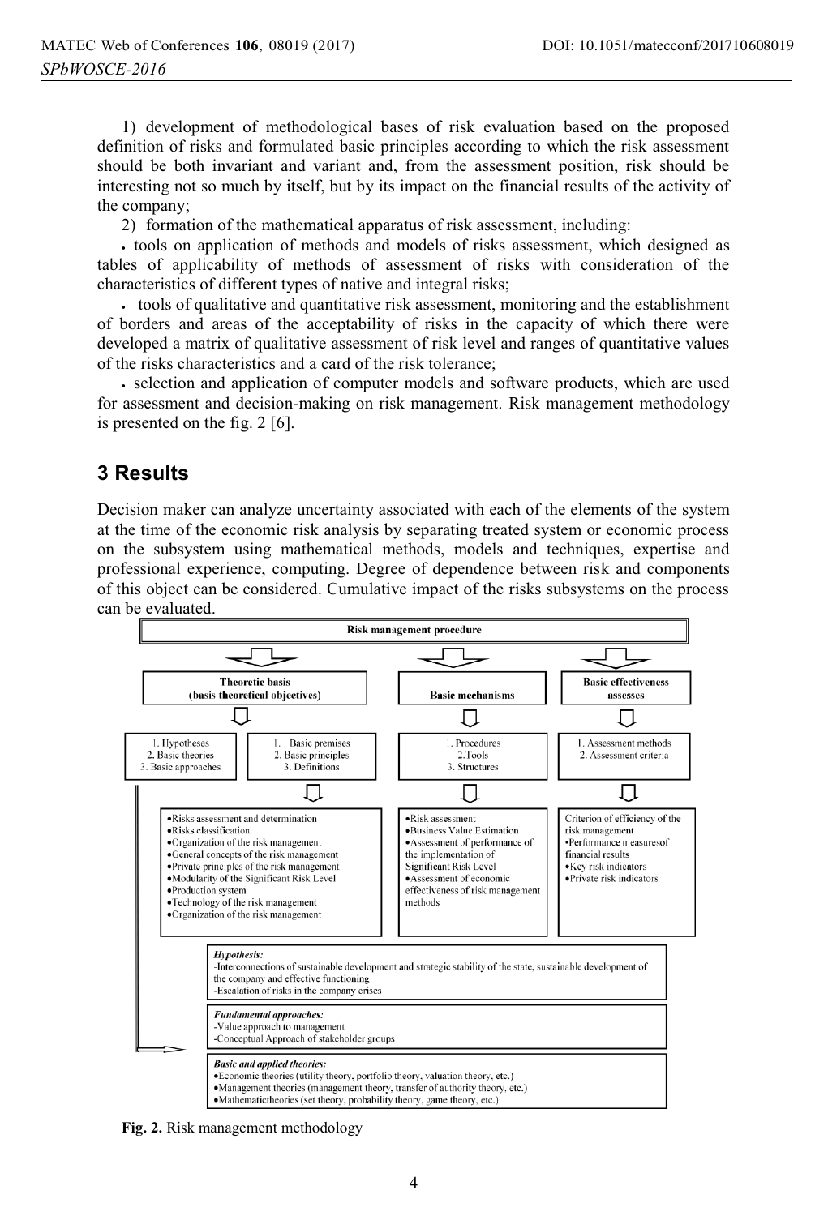1) development of methodological bases of risk evaluation based on the proposed definition of risks and formulated basic principles according to which the risk assessment should be both invariant and variant and, from the assessment position, risk should be interesting not so much by itself, but by its impact on the financial results of the activity of the company;

2) formation of the mathematical apparatus of risk assessment, including:

- tools on application of methods and models of risks assessment, which designed as tables of applicability of methods of assessment of risks with consideration of the characteristics of different types of native and integral risks;
- tools of qualitative and quantitative risk assessment, monitoring and the establishment of borders and areas of the acceptability of risks in the capacity of which there were developed a matrix of qualitative assessment of risk level and ranges of quantitative values of the risks characteristics and a card of the risk tolerance;
- selection and application of computer models and software products, which are used for assessment and decision-making on risk management. Risk management methodology is presented on the fig. 2 [6].

## 3 Results

Decision maker can analyze uncertainty associated with each of the elements of the system at the time of the economic risk analysis by separating treated system or economic process on the subsystem using mathematical methods, models and techniques, expertise and professional experience, computing. Degree of dependence between risk and components of this object can be considered. Cumulative impact of the risks subsystems on the process can be evaluated.

**Risk management procedure**

**Theoretic basis (basis theoretical objectives)**

1. Hypotheses
2. Basic theories
3. Basic approaches

1. Basic premises
2. Basic principles
3. Definitions

- Risks assessment and determination
- Risks classification
- Organization of the risk management
- General concepts of the risk management
- Private principles of the risk management
- Modularity of the Significant Risk Level
- Production system
- Technology of the risk management
- Organization of the risk management

**Basic mechanisms**

1. Procedures
2. Tools
3. Structures

- Risk assessment
- Business Value Estimation
- Assessment of performance of the implementation of Significant Risk Level
- Assessment of economic effectiveness of risk management methods

**Basic effectiveness assesses**

1. Assessment methods
2. Assessment criteria

Criterion of efficiency of the risk management

- Performance measuresof financial results
- Key risk indicators
- Private risk indicators

***Hypothesis:***
-Interconnections of sustainable development and strategic stability of the state, sustainable development of the company and effective functioning
-Escalation of risks in the company crises

***Fundamental approaches:***
-Value approach to management
-Conceptual Approach of stakeholder groups

***Basic and applied theories:***
- Economic theories (utility theory, portfolio theory, valuation theory, etc.)
- Management theories (management theory, transfer of authority theory, etc.)
- Mathematictheories (set theory, probability theory, game theory, etc.)

**Fig. 2.** Risk management methodology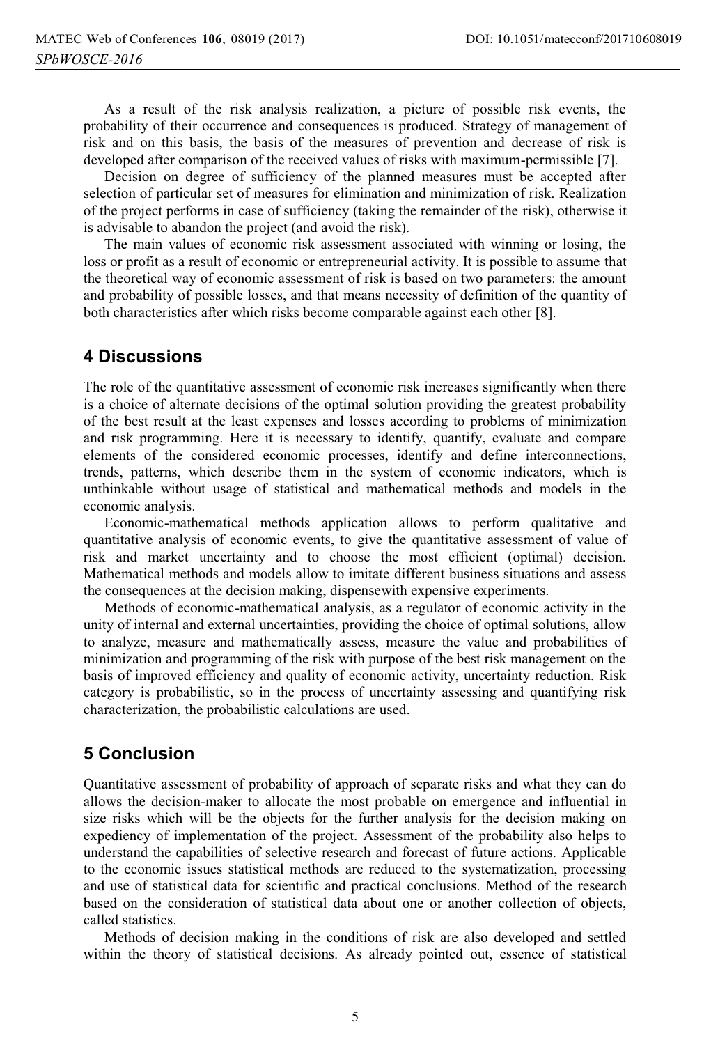As a result of the risk analysis realization, a picture of possible risk events, the probability of their occurrence and consequences is produced. Strategy of management of risk and on this basis, the basis of the measures of prevention and decrease of risk is developed after comparison of the received values of risks with maximum-permissible [7].

Decision on degree of sufficiency of the planned measures must be accepted after selection of particular set of measures for elimination and minimization of risk. Realization of the project performs in case of sufficiency (taking the remainder of the risk), otherwise it is advisable to abandon the project (and avoid the risk).

The main values of economic risk assessment associated with winning or losing, the loss or profit as a result of economic or entrepreneurial activity. It is possible to assume that the theoretical way of economic assessment of risk is based on two parameters: the amount and probability of possible losses, and that means necessity of definition of the quantity of both characteristics after which risks become comparable against each other [8].

## 4 Discussions

The role of the quantitative assessment of economic risk increases significantly when there is a choice of alternate decisions of the optimal solution providing the greatest probability of the best result at the least expenses and losses according to problems of minimization and risk programming. Here it is necessary to identify, quantify, evaluate and compare elements of the considered economic processes, identify and define interconnections, trends, patterns, which describe them in the system of economic indicators, which is unthinkable without usage of statistical and mathematical methods and models in the economic analysis.

Economic-mathematical methods application allows to perform qualitative and quantitative analysis of economic events, to give the quantitative assessment of value of risk and market uncertainty and to choose the most efficient (optimal) decision. Mathematical methods and models allow to imitate different business situations and assess the consequences at the decision making, dispensewith expensive experiments.

Methods of economic-mathematical analysis, as a regulator of economic activity in the unity of internal and external uncertainties, providing the choice of optimal solutions, allow to analyze, measure and mathematically assess, measure the value and probabilities of minimization and programming of the risk with purpose of the best risk management on the basis of improved efficiency and quality of economic activity, uncertainty reduction. Risk category is probabilistic, so in the process of uncertainty assessing and quantifying risk characterization, the probabilistic calculations are used.

## 5 Conclusion

Quantitative assessment of probability of approach of separate risks and what they can do allows the decision-maker to allocate the most probable on emergence and influential in size risks which will be the objects for the further analysis for the decision making on expediency of implementation of the project. Assessment of the probability also helps to understand the capabilities of selective research and forecast of future actions. Applicable to the economic issues statistical methods are reduced to the systematization, processing and use of statistical data for scientific and practical conclusions. Method of the research based on the consideration of statistical data about one or another collection of objects, called statistics.

Methods of decision making in the conditions of risk are also developed and settled within the theory of statistical decisions. As already pointed out, essence of statistical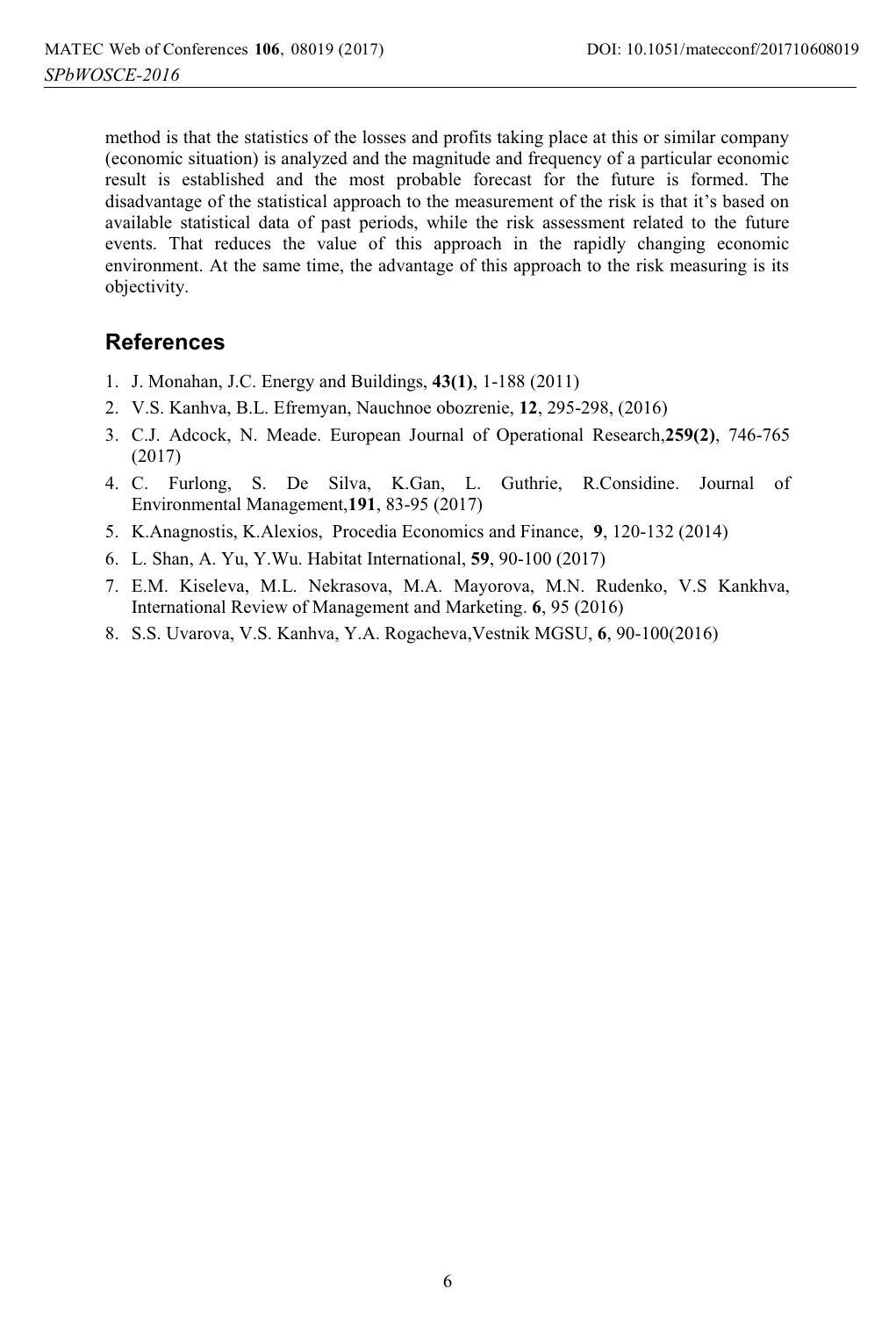method is that the statistics of the losses and profits taking place at this or similar company (economic situation) is analyzed and the magnitude and frequency of a particular economic result is established and the most probable forecast for the future is formed. The disadvantage of the statistical approach to the measurement of the risk is that it's based on available statistical data of past periods, while the risk assessment related to the future events. That reduces the value of this approach in the rapidly changing economic environment. At the same time, the advantage of this approach to the risk measuring is its objectivity.

## References

1. J. Monahan, J.C. Energy and Buildings, **43(1)**, 1-188 (2011)
2. V.S. Kanhva, B.L. Efremyan, Nauchnoe obozrenie, **12**, 295-298, (2016)
3. C.J. Adcock, N. Meade. European Journal of Operational Research,**259(2)**, 746-765 (2017)
4. C. Furlong, S. De Silva, K.Gan, L. Guthrie, R.Considine. Journal of Environmental Management,**191**, 83-95 (2017)
5. K.Anagnostis, K.Alexios, Procedia Economics and Finance, **9**, 120-132 (2014)
6. L. Shan, A. Yu, Y.Wu. Habitat International, **59**, 90-100 (2017)
7. E.M. Kiseleva, M.L. Nekrasova, M.A. Mayorova, M.N. Rudenko, V.S Kankhva, International Review of Management and Marketing. **6**, 95 (2016)
8. S.S. Uvarova, V.S. Kanhva, Y.A. Rogacheva,Vestnik MGSU, **6**, 90-100(2016)